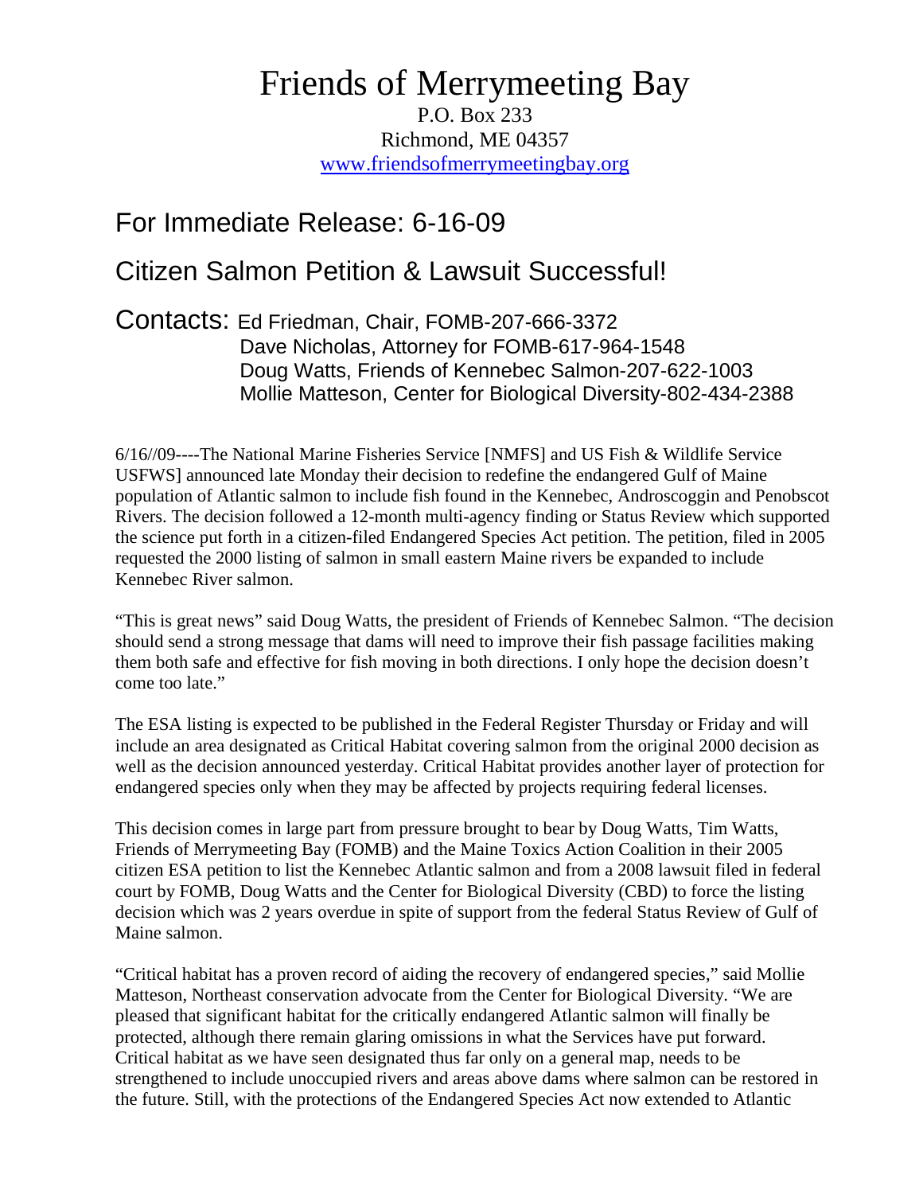# Friends of Merrymeeting Bay

P.O. Box 233
Richmond, ME 04357
www.friendsofmerrymeetingbay.org

## For Immediate Release: 6-16-09

## Citizen Salmon Petition & Lawsuit Successful!

Contacts: Ed Friedman, Chair, FOMB-207-666-3372
Dave Nicholas, Attorney for FOMB-617-964-1548
Doug Watts, Friends of Kennebec Salmon-207-622-1003
Mollie Matteson, Center for Biological Diversity-802-434-2388

6/16//09----The National Marine Fisheries Service [NMFS] and US Fish & Wildlife Service USFWS] announced late Monday their decision to redefine the endangered Gulf of Maine population of Atlantic salmon to include fish found in the Kennebec, Androscoggin and Penobscot Rivers. The decision followed a 12-month multi-agency finding or Status Review which supported the science put forth in a citizen-filed Endangered Species Act petition. The petition, filed in 2005 requested the 2000 listing of salmon in small eastern Maine rivers be expanded to include Kennebec River salmon.

"This is great news" said Doug Watts, the president of Friends of Kennebec Salmon. "The decision should send a strong message that dams will need to improve their fish passage facilities making them both safe and effective for fish moving in both directions. I only hope the decision doesn't come too late."

The ESA listing is expected to be published in the Federal Register Thursday or Friday and will include an area designated as Critical Habitat covering salmon from the original 2000 decision as well as the decision announced yesterday. Critical Habitat provides another layer of protection for endangered species only when they may be affected by projects requiring federal licenses.

This decision comes in large part from pressure brought to bear by Doug Watts, Tim Watts, Friends of Merrymeeting Bay (FOMB) and the Maine Toxics Action Coalition in their 2005 citizen ESA petition to list the Kennebec Atlantic salmon and from a 2008 lawsuit filed in federal court by FOMB, Doug Watts and the Center for Biological Diversity (CBD) to force the listing decision which was 2 years overdue in spite of support from the federal Status Review of Gulf of Maine salmon.

"Critical habitat has a proven record of aiding the recovery of endangered species," said Mollie Matteson, Northeast conservation advocate from the Center for Biological Diversity. "We are pleased that significant habitat for the critically endangered Atlantic salmon will finally be protected, although there remain glaring omissions in what the Services have put forward. Critical habitat as we have seen designated thus far only on a general map, needs to be strengthened to include unoccupied rivers and areas above dams where salmon can be restored in the future. Still, with the protections of the Endangered Species Act now extended to Atlantic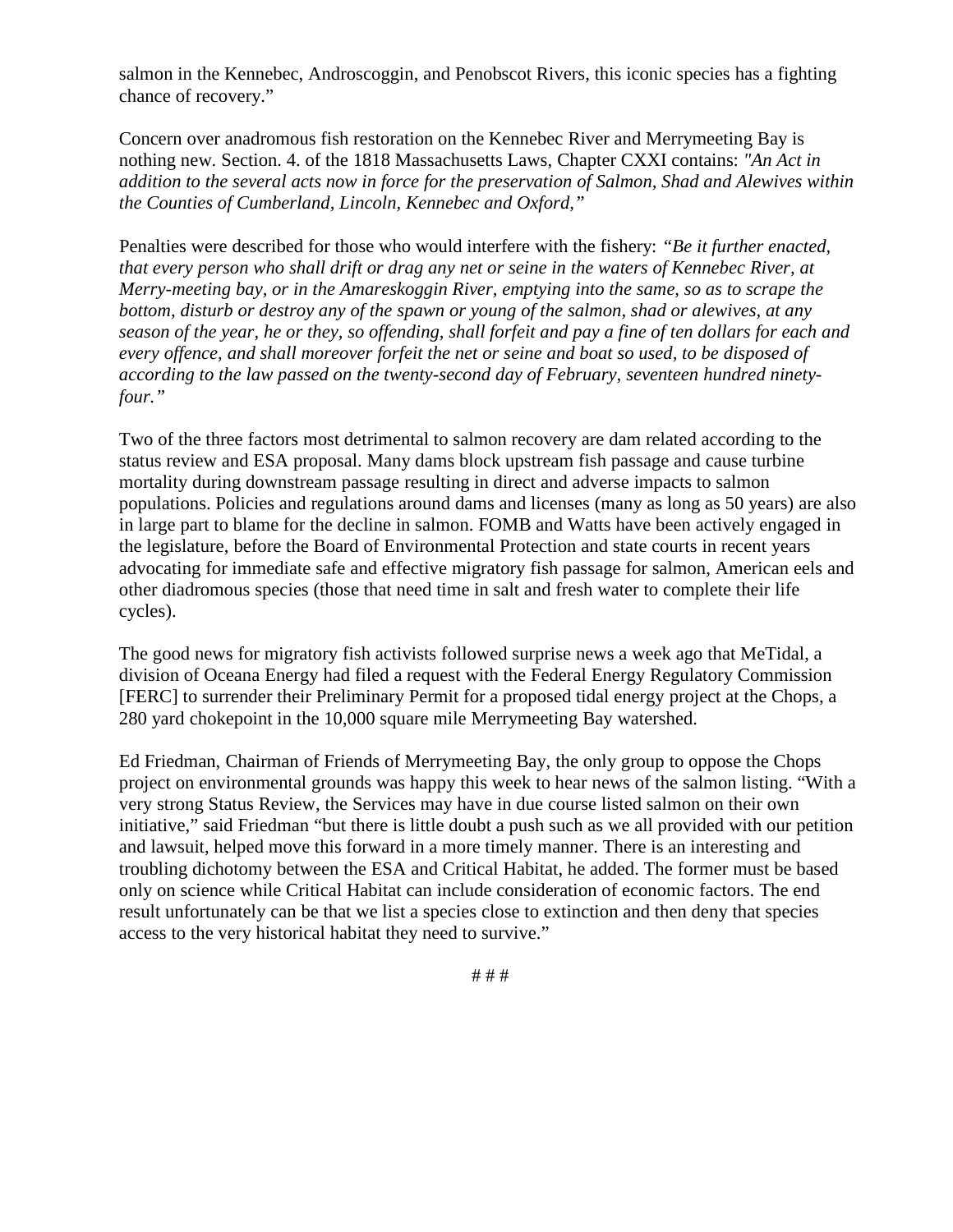salmon in the Kennebec, Androscoggin, and Penobscot Rivers, this iconic species has a fighting chance of recovery."

Concern over anadromous fish restoration on the Kennebec River and Merrymeeting Bay is nothing new. Section. 4. of the 1818 Massachusetts Laws, Chapter CXXI contains: *"An Act in addition to the several acts now in force for the preservation of Salmon, Shad and Alewives within the Counties of Cumberland, Lincoln, Kennebec and Oxford,"*

Penalties were described for those who would interfere with the fishery: *"Be it further enacted, that every person who shall drift or drag any net or seine in the waters of Kennebec River, at Merry-meeting bay, or in the Amareskoggin River, emptying into the same, so as to scrape the bottom, disturb or destroy any of the spawn or young of the salmon, shad or alewives, at any season of the year, he or they, so offending, shall forfeit and pay a fine of ten dollars for each and every offence, and shall moreover forfeit the net or seine and boat so used, to be disposed of according to the law passed on the twenty-second day of February, seventeen hundred ninety-four."*

Two of the three factors most detrimental to salmon recovery are dam related according to the status review and ESA proposal. Many dams block upstream fish passage and cause turbine mortality during downstream passage resulting in direct and adverse impacts to salmon populations. Policies and regulations around dams and licenses (many as long as 50 years) are also in large part to blame for the decline in salmon. FOMB and Watts have been actively engaged in the legislature, before the Board of Environmental Protection and state courts in recent years advocating for immediate safe and effective migratory fish passage for salmon, American eels and other diadromous species (those that need time in salt and fresh water to complete their life cycles).

The good news for migratory fish activists followed surprise news a week ago that MeTidal, a division of Oceana Energy had filed a request with the Federal Energy Regulatory Commission [FERC] to surrender their Preliminary Permit for a proposed tidal energy project at the Chops, a 280 yard chokepoint in the 10,000 square mile Merrymeeting Bay watershed.

Ed Friedman, Chairman of Friends of Merrymeeting Bay, the only group to oppose the Chops project on environmental grounds was happy this week to hear news of the salmon listing. "With a very strong Status Review, the Services may have in due course listed salmon on their own initiative," said Friedman "but there is little doubt a push such as we all provided with our petition and lawsuit, helped move this forward in a more timely manner. There is an interesting and troubling dichotomy between the ESA and Critical Habitat, he added. The former must be based only on science while Critical Habitat can include consideration of economic factors. The end result unfortunately can be that we list a species close to extinction and then deny that species access to the very historical habitat they need to survive."

# # #